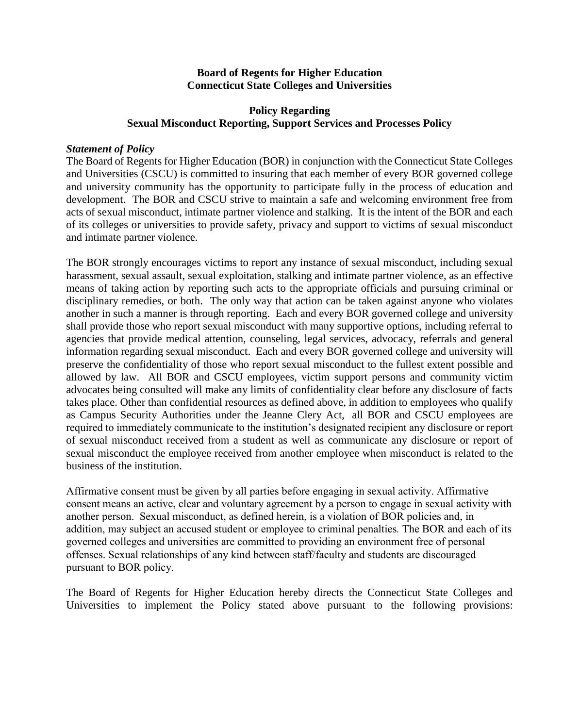**Board of Regents for Higher Education**
**Connecticut State Colleges and Universities**

**Policy Regarding**
**Sexual Misconduct Reporting, Support Services and Processes Policy**

***Statement of Policy***

The Board of Regents for Higher Education (BOR) in conjunction with the Connecticut State Colleges and Universities (CSCU) is committed to insuring that each member of every BOR governed college and university community has the opportunity to participate fully in the process of education and development. The BOR and CSCU strive to maintain a safe and welcoming environment free from acts of sexual misconduct, intimate partner violence and stalking. It is the intent of the BOR and each of its colleges or universities to provide safety, privacy and support to victims of sexual misconduct and intimate partner violence.

The BOR strongly encourages victims to report any instance of sexual misconduct, including sexual harassment, sexual assault, sexual exploitation, stalking and intimate partner violence, as an effective means of taking action by reporting such acts to the appropriate officials and pursuing criminal or disciplinary remedies, or both. The only way that action can be taken against anyone who violates another in such a manner is through reporting. Each and every BOR governed college and university shall provide those who report sexual misconduct with many supportive options, including referral to agencies that provide medical attention, counseling, legal services, advocacy, referrals and general information regarding sexual misconduct. Each and every BOR governed college and university will preserve the confidentiality of those who report sexual misconduct to the fullest extent possible and allowed by law. All BOR and CSCU employees, victim support persons and community victim advocates being consulted will make any limits of confidentiality clear before any disclosure of facts takes place. Other than confidential resources as defined above, in addition to employees who qualify as Campus Security Authorities under the Jeanne Clery Act, all BOR and CSCU employees are required to immediately communicate to the institution's designated recipient any disclosure or report of sexual misconduct received from a student as well as communicate any disclosure or report of sexual misconduct the employee received from another employee when misconduct is related to the business of the institution.

Affirmative consent must be given by all parties before engaging in sexual activity. Affirmative consent means an active, clear and voluntary agreement by a person to engage in sexual activity with another person. Sexual misconduct, as defined herein, is a violation of BOR policies and, in addition, may subject an accused student or employee to criminal penalties*.* The BOR and each of its governed colleges and universities are committed to providing an environment free of personal offenses. Sexual relationships of any kind between staff/faculty and students are discouraged pursuant to BOR policy.

The Board of Regents for Higher Education hereby directs the Connecticut State Colleges and Universities to implement the Policy stated above pursuant to the following provisions: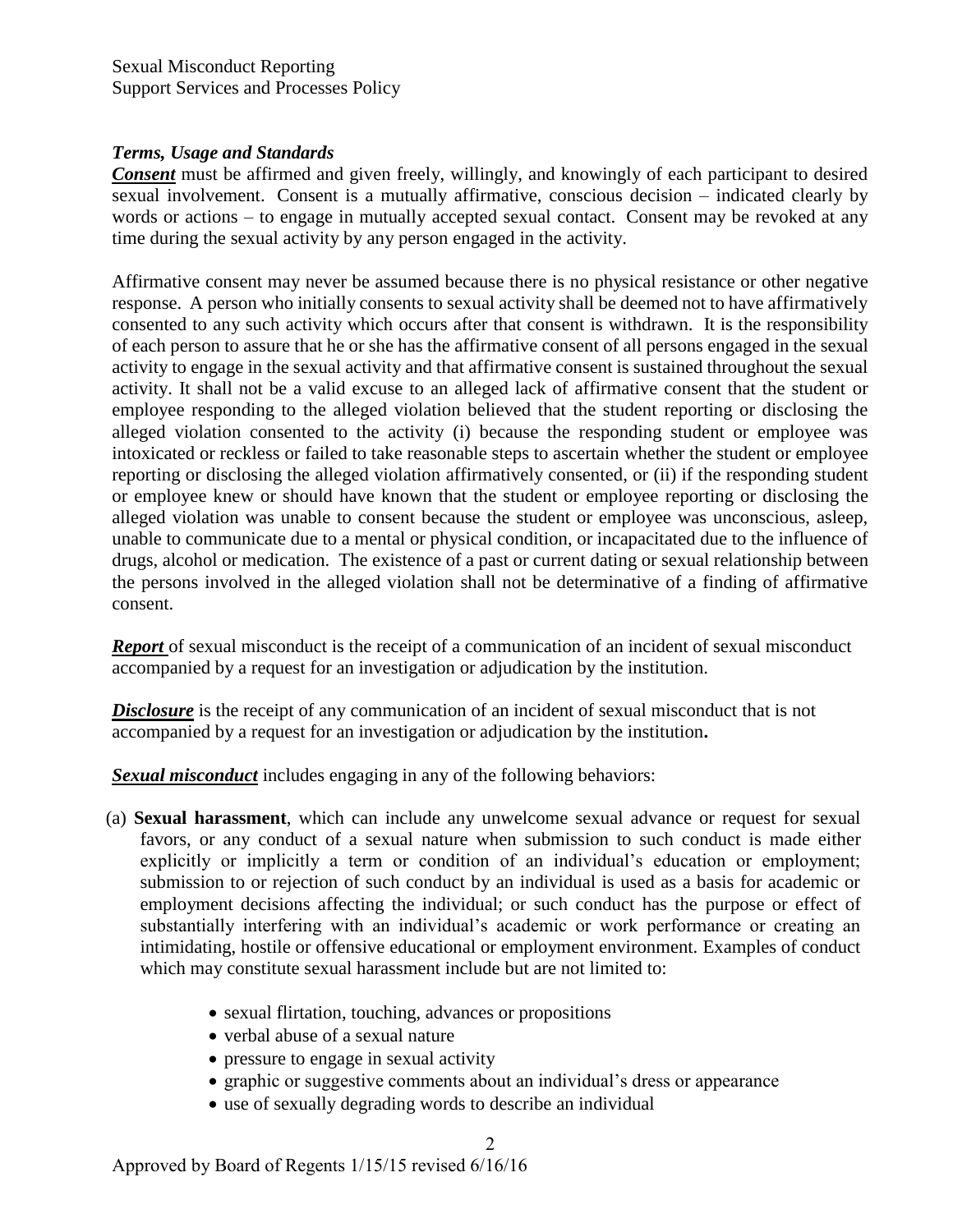### *Terms, Usage and Standards*

***Consent*** must be affirmed and given freely, willingly, and knowingly of each participant to desired sexual involvement. Consent is a mutually affirmative, conscious decision – indicated clearly by words or actions – to engage in mutually accepted sexual contact. Consent may be revoked at any time during the sexual activity by any person engaged in the activity.

Affirmative consent may never be assumed because there is no physical resistance or other negative response. A person who initially consents to sexual activity shall be deemed not to have affirmatively consented to any such activity which occurs after that consent is withdrawn. It is the responsibility of each person to assure that he or she has the affirmative consent of all persons engaged in the sexual activity to engage in the sexual activity and that affirmative consent is sustained throughout the sexual activity. It shall not be a valid excuse to an alleged lack of affirmative consent that the student or employee responding to the alleged violation believed that the student reporting or disclosing the alleged violation consented to the activity (i) because the responding student or employee was intoxicated or reckless or failed to take reasonable steps to ascertain whether the student or employee reporting or disclosing the alleged violation affirmatively consented, or (ii) if the responding student or employee knew or should have known that the student or employee reporting or disclosing the alleged violation was unable to consent because the student or employee was unconscious, asleep, unable to communicate due to a mental or physical condition, or incapacitated due to the influence of drugs, alcohol or medication. The existence of a past or current dating or sexual relationship between the persons involved in the alleged violation shall not be determinative of a finding of affirmative consent.

***Report*** of sexual misconduct is the receipt of a communication of an incident of sexual misconduct accompanied by a request for an investigation or adjudication by the institution.

***Disclosure*** is the receipt of any communication of an incident of sexual misconduct that is not accompanied by a request for an investigation or adjudication by the institution**.**

***Sexual misconduct*** includes engaging in any of the following behaviors:

(a) **Sexual harassment**, which can include any unwelcome sexual advance or request for sexual favors, or any conduct of a sexual nature when submission to such conduct is made either explicitly or implicitly a term or condition of an individual's education or employment; submission to or rejection of such conduct by an individual is used as a basis for academic or employment decisions affecting the individual; or such conduct has the purpose or effect of substantially interfering with an individual's academic or work performance or creating an intimidating, hostile or offensive educational or employment environment. Examples of conduct which may constitute sexual harassment include but are not limited to:

- sexual flirtation, touching, advances or propositions
- verbal abuse of a sexual nature
- pressure to engage in sexual activity
- graphic or suggestive comments about an individual's dress or appearance
- use of sexually degrading words to describe an individual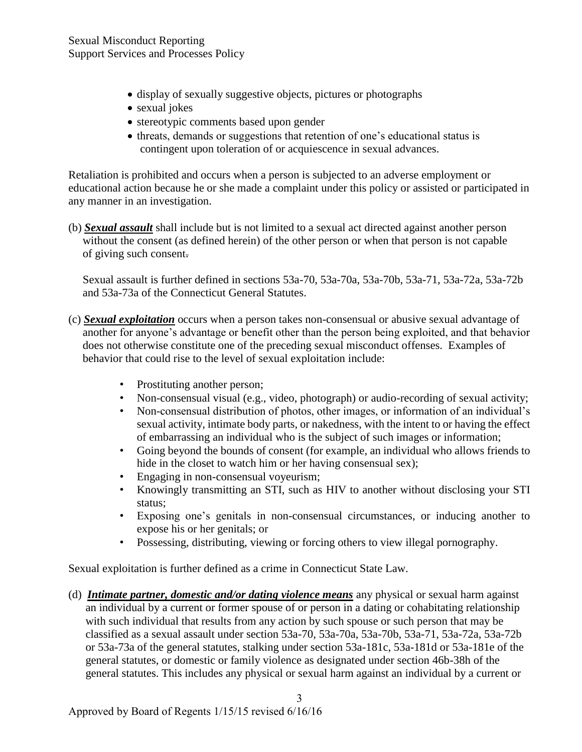- display of sexually suggestive objects, pictures or photographs
- sexual jokes
- stereotypic comments based upon gender
- threats, demands or suggestions that retention of one's educational status is contingent upon toleration of or acquiescence in sexual advances.

Retaliation is prohibited and occurs when a person is subjected to an adverse employment or educational action because he or she made a complaint under this policy or assisted or participated in any manner in an investigation.

(b) ***Sexual assault*** shall include but is not limited to a sexual act directed against another person without the consent (as defined herein) of the other person or when that person is not capable of giving such consent.

Sexual assault is further defined in sections 53a-70, 53a-70a, 53a-70b, 53a-71, 53a-72a, 53a-72b and 53a-73a of the Connecticut General Statutes.

(c) ***Sexual exploitation*** occurs when a person takes non-consensual or abusive sexual advantage of another for anyone's advantage or benefit other than the person being exploited, and that behavior does not otherwise constitute one of the preceding sexual misconduct offenses. Examples of behavior that could rise to the level of sexual exploitation include:

- Prostituting another person;
- Non-consensual visual (e.g., video, photograph) or audio-recording of sexual activity;
- Non-consensual distribution of photos, other images, or information of an individual's sexual activity, intimate body parts, or nakedness, with the intent to or having the effect of embarrassing an individual who is the subject of such images or information;
- Going beyond the bounds of consent (for example, an individual who allows friends to hide in the closet to watch him or her having consensual sex);
- Engaging in non-consensual voyeurism;
- Knowingly transmitting an STI, such as HIV to another without disclosing your STI status;
- Exposing one's genitals in non-consensual circumstances, or inducing another to expose his or her genitals; or
- Possessing, distributing, viewing or forcing others to view illegal pornography.

Sexual exploitation is further defined as a crime in Connecticut State Law.

(d) ***Intimate partner, domestic and/or dating violence means*** any physical or sexual harm against an individual by a current or former spouse of or person in a dating or cohabitating relationship with such individual that results from any action by such spouse or such person that may be classified as a sexual assault under section 53a-70, 53a-70a, 53a-70b, 53a-71, 53a-72a, 53a-72b or 53a-73a of the general statutes, stalking under section 53a-181c, 53a-181d or 53a-181e of the general statutes, or domestic or family violence as designated under section 46b-38h of the general statutes. This includes any physical or sexual harm against an individual by a current or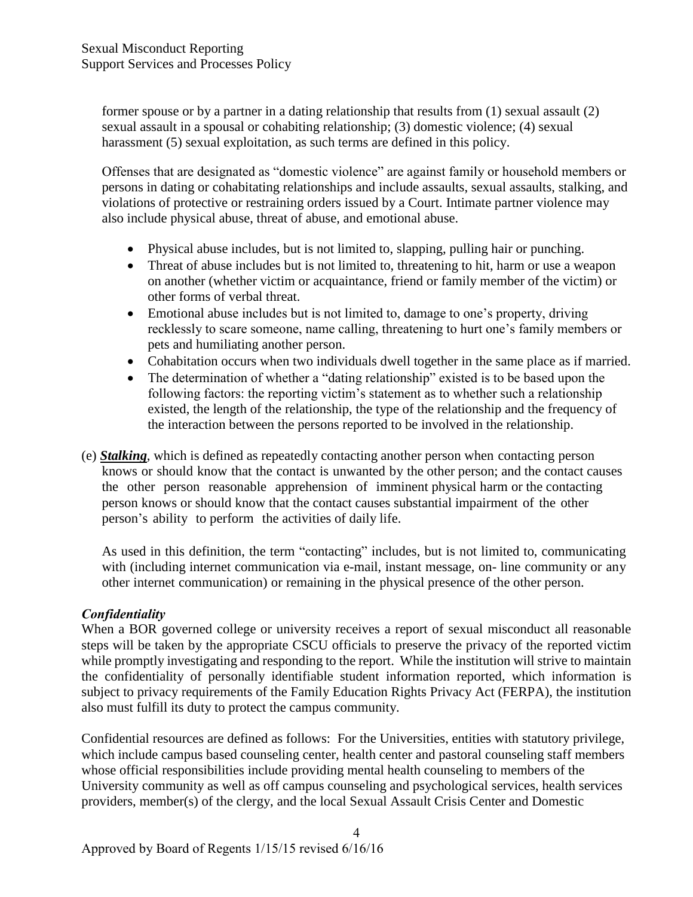former spouse or by a partner in a dating relationship that results from (1) sexual assault (2) sexual assault in a spousal or cohabiting relationship; (3) domestic violence; (4) sexual harassment (5) sexual exploitation, as such terms are defined in this policy.

Offenses that are designated as "domestic violence" are against family or household members or persons in dating or cohabitating relationships and include assaults, sexual assaults, stalking, and violations of protective or restraining orders issued by a Court. Intimate partner violence may also include physical abuse, threat of abuse, and emotional abuse.

- Physical abuse includes, but is not limited to, slapping, pulling hair or punching.
- Threat of abuse includes but is not limited to, threatening to hit, harm or use a weapon on another (whether victim or acquaintance, friend or family member of the victim) or other forms of verbal threat.
- Emotional abuse includes but is not limited to, damage to one's property, driving recklessly to scare someone, name calling, threatening to hurt one's family members or pets and humiliating another person.
- Cohabitation occurs when two individuals dwell together in the same place as if married.
- The determination of whether a "dating relationship" existed is to be based upon the following factors: the reporting victim's statement as to whether such a relationship existed, the length of the relationship, the type of the relationship and the frequency of the interaction between the persons reported to be involved in the relationship.

(e) ***Stalking***, which is defined as repeatedly contacting another person when contacting person knows or should know that the contact is unwanted by the other person; and the contact causes the other person reasonable apprehension of imminent physical harm or the contacting person knows or should know that the contact causes substantial impairment of the other person's ability to perform the activities of daily life.

As used in this definition, the term "contacting" includes, but is not limited to, communicating with (including internet communication via e-mail, instant message, on- line community or any other internet communication) or remaining in the physical presence of the other person.

### *Confidentiality*

When a BOR governed college or university receives a report of sexual misconduct all reasonable steps will be taken by the appropriate CSCU officials to preserve the privacy of the reported victim while promptly investigating and responding to the report. While the institution will strive to maintain the confidentiality of personally identifiable student information reported, which information is subject to privacy requirements of the Family Education Rights Privacy Act (FERPA), the institution also must fulfill its duty to protect the campus community.

Confidential resources are defined as follows: For the Universities, entities with statutory privilege, which include campus based counseling center, health center and pastoral counseling staff members whose official responsibilities include providing mental health counseling to members of the University community as well as off campus counseling and psychological services, health services providers, member(s) of the clergy, and the local Sexual Assault Crisis Center and Domestic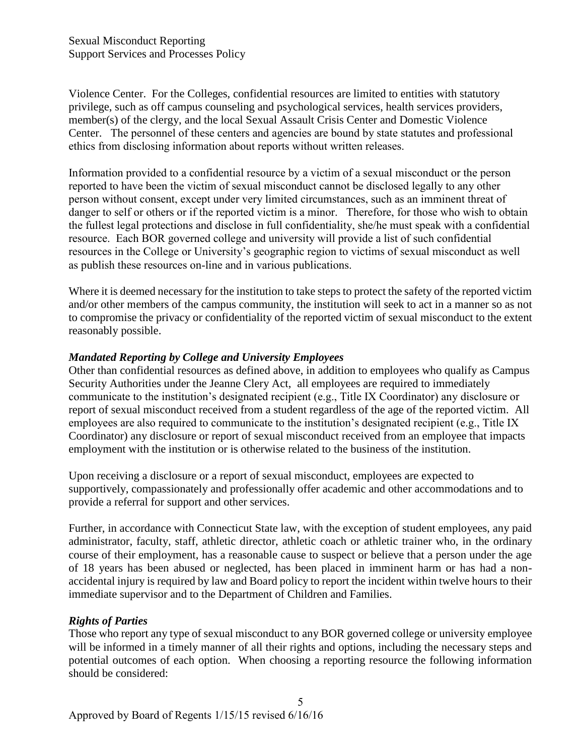Violence Center. For the Colleges, confidential resources are limited to entities with statutory privilege, such as off campus counseling and psychological services, health services providers, member(s) of the clergy, and the local Sexual Assault Crisis Center and Domestic Violence Center. The personnel of these centers and agencies are bound by state statutes and professional ethics from disclosing information about reports without written releases.

Information provided to a confidential resource by a victim of a sexual misconduct or the person reported to have been the victim of sexual misconduct cannot be disclosed legally to any other person without consent, except under very limited circumstances, such as an imminent threat of danger to self or others or if the reported victim is a minor. Therefore, for those who wish to obtain the fullest legal protections and disclose in full confidentiality, she/he must speak with a confidential resource. Each BOR governed college and university will provide a list of such confidential resources in the College or University's geographic region to victims of sexual misconduct as well as publish these resources on-line and in various publications.

Where it is deemed necessary for the institution to take steps to protect the safety of the reported victim and/or other members of the campus community, the institution will seek to act in a manner so as not to compromise the privacy or confidentiality of the reported victim of sexual misconduct to the extent reasonably possible.

***Mandated Reporting by College and University Employees***

Other than confidential resources as defined above, in addition to employees who qualify as Campus Security Authorities under the Jeanne Clery Act, all employees are required to immediately communicate to the institution's designated recipient (e.g., Title IX Coordinator) any disclosure or report of sexual misconduct received from a student regardless of the age of the reported victim. All employees are also required to communicate to the institution's designated recipient (e.g., Title IX Coordinator) any disclosure or report of sexual misconduct received from an employee that impacts employment with the institution or is otherwise related to the business of the institution.

Upon receiving a disclosure or a report of sexual misconduct, employees are expected to supportively, compassionately and professionally offer academic and other accommodations and to provide a referral for support and other services.

Further, in accordance with Connecticut State law, with the exception of student employees, any paid administrator, faculty, staff, athletic director, athletic coach or athletic trainer who, in the ordinary course of their employment, has a reasonable cause to suspect or believe that a person under the age of 18 years has been abused or neglected, has been placed in imminent harm or has had a non-accidental injury is required by law and Board policy to report the incident within twelve hours to their immediate supervisor and to the Department of Children and Families.

***Rights of Parties***

Those who report any type of sexual misconduct to any BOR governed college or university employee will be informed in a timely manner of all their rights and options, including the necessary steps and potential outcomes of each option. When choosing a reporting resource the following information should be considered: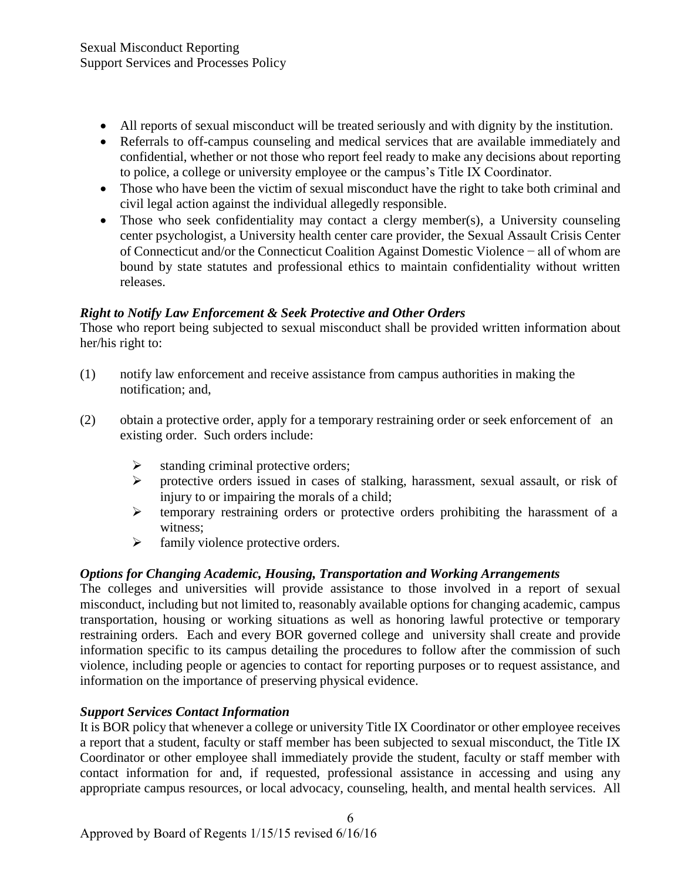- All reports of sexual misconduct will be treated seriously and with dignity by the institution.
- Referrals to off-campus counseling and medical services that are available immediately and confidential, whether or not those who report feel ready to make any decisions about reporting to police, a college or university employee or the campus's Title IX Coordinator.
- Those who have been the victim of sexual misconduct have the right to take both criminal and civil legal action against the individual allegedly responsible.
- Those who seek confidentiality may contact a clergy member(s), a University counseling center psychologist, a University health center care provider, the Sexual Assault Crisis Center of Connecticut and/or the Connecticut Coalition Against Domestic Violence − all of whom are bound by state statutes and professional ethics to maintain confidentiality without written releases.

***Right to Notify Law Enforcement & Seek Protective and Other Orders***

Those who report being subjected to sexual misconduct shall be provided written information about her/his right to:

(1) notify law enforcement and receive assistance from campus authorities in making the notification; and,

(2) obtain a protective order, apply for a temporary restraining order or seek enforcement of an existing order. Such orders include:

- standing criminal protective orders;
- protective orders issued in cases of stalking, harassment, sexual assault, or risk of injury to or impairing the morals of a child;
- temporary restraining orders or protective orders prohibiting the harassment of a witness;
- family violence protective orders.

***Options for Changing Academic, Housing, Transportation and Working Arrangements***

The colleges and universities will provide assistance to those involved in a report of sexual misconduct, including but not limited to, reasonably available options for changing academic, campus transportation, housing or working situations as well as honoring lawful protective or temporary restraining orders. Each and every BOR governed college and university shall create and provide information specific to its campus detailing the procedures to follow after the commission of such violence, including people or agencies to contact for reporting purposes or to request assistance, and information on the importance of preserving physical evidence.

***Support Services Contact Information***

It is BOR policy that whenever a college or university Title IX Coordinator or other employee receives a report that a student, faculty or staff member has been subjected to sexual misconduct, the Title IX Coordinator or other employee shall immediately provide the student, faculty or staff member with contact information for and, if requested, professional assistance in accessing and using any appropriate campus resources, or local advocacy, counseling, health, and mental health services. All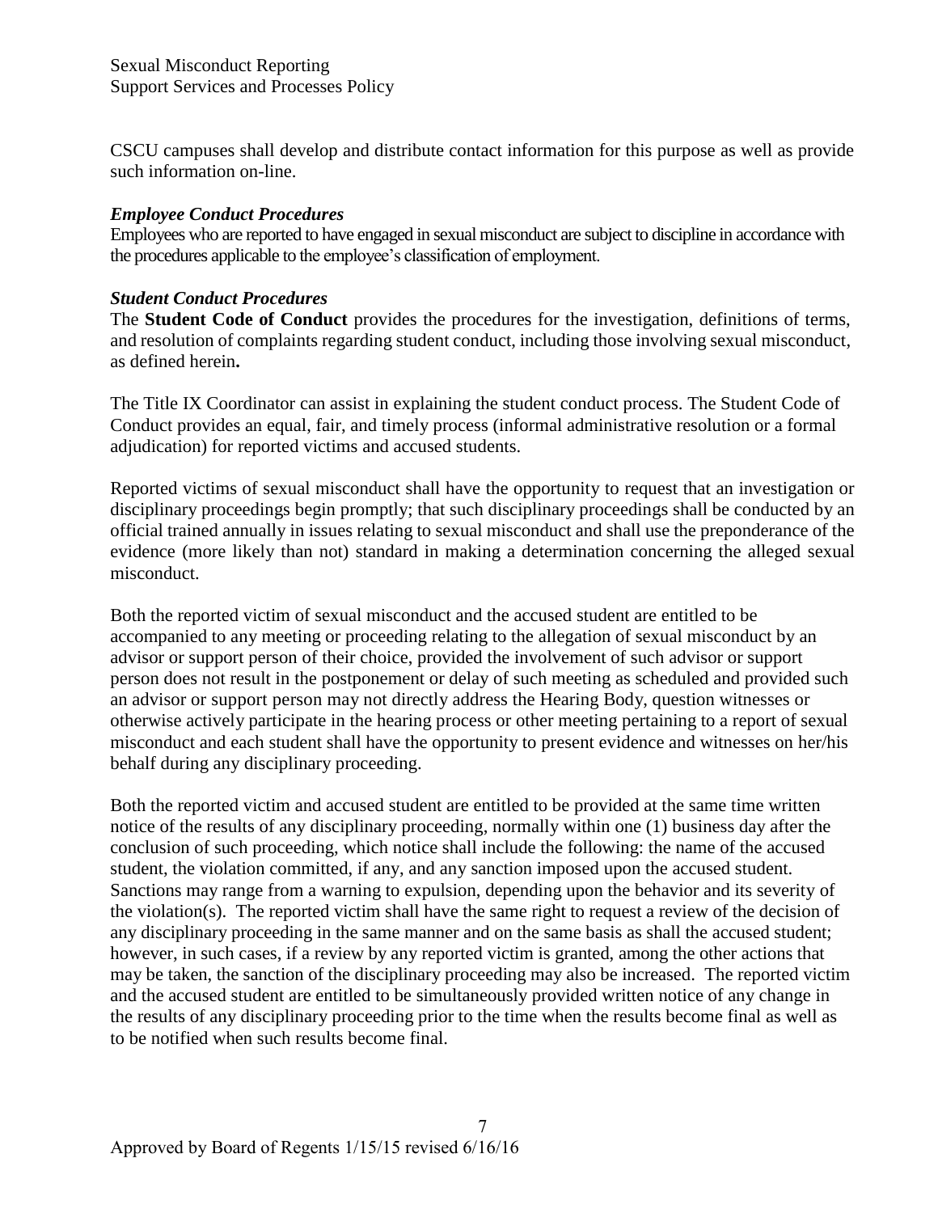CSCU campuses shall develop and distribute contact information for this purpose as well as provide such information on-line.

### *Employee Conduct Procedures*

Employees who are reported to have engaged in sexual misconduct are subject to discipline in accordance with the procedures applicable to the employee's classification of employment.

### *Student Conduct Procedures*

The **Student Code of Conduct** provides the procedures for the investigation, definitions of terms, and resolution of complaints regarding student conduct, including those involving sexual misconduct, as defined herein**.**

The Title IX Coordinator can assist in explaining the student conduct process. The Student Code of Conduct provides an equal, fair, and timely process (informal administrative resolution or a formal adjudication) for reported victims and accused students.

Reported victims of sexual misconduct shall have the opportunity to request that an investigation or disciplinary proceedings begin promptly; that such disciplinary proceedings shall be conducted by an official trained annually in issues relating to sexual misconduct and shall use the preponderance of the evidence (more likely than not) standard in making a determination concerning the alleged sexual misconduct.

Both the reported victim of sexual misconduct and the accused student are entitled to be accompanied to any meeting or proceeding relating to the allegation of sexual misconduct by an advisor or support person of their choice, provided the involvement of such advisor or support person does not result in the postponement or delay of such meeting as scheduled and provided such an advisor or support person may not directly address the Hearing Body, question witnesses or otherwise actively participate in the hearing process or other meeting pertaining to a report of sexual misconduct and each student shall have the opportunity to present evidence and witnesses on her/his behalf during any disciplinary proceeding.

Both the reported victim and accused student are entitled to be provided at the same time written notice of the results of any disciplinary proceeding, normally within one (1) business day after the conclusion of such proceeding, which notice shall include the following: the name of the accused student, the violation committed, if any, and any sanction imposed upon the accused student. Sanctions may range from a warning to expulsion, depending upon the behavior and its severity of the violation(s). The reported victim shall have the same right to request a review of the decision of any disciplinary proceeding in the same manner and on the same basis as shall the accused student; however, in such cases, if a review by any reported victim is granted, among the other actions that may be taken, the sanction of the disciplinary proceeding may also be increased. The reported victim and the accused student are entitled to be simultaneously provided written notice of any change in the results of any disciplinary proceeding prior to the time when the results become final as well as to be notified when such results become final.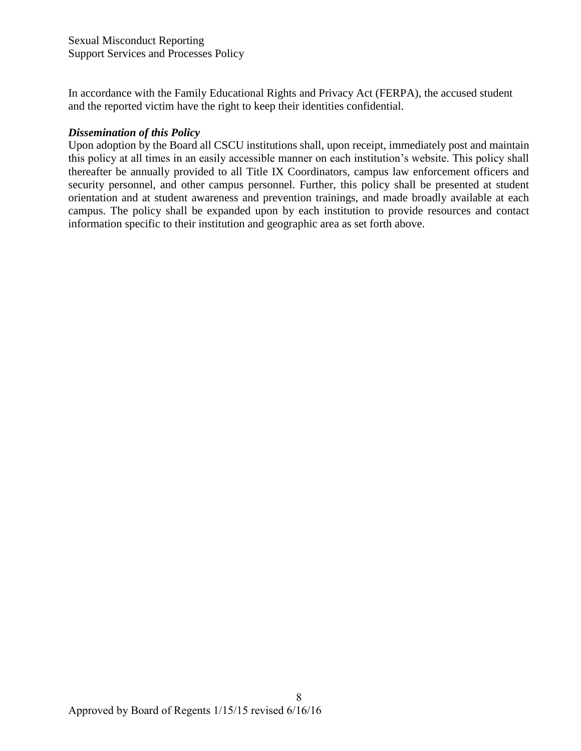In accordance with the Family Educational Rights and Privacy Act (FERPA), the accused student and the reported victim have the right to keep their identities confidential.

***Dissemination of this Policy***

Upon adoption by the Board all CSCU institutions shall, upon receipt, immediately post and maintain this policy at all times in an easily accessible manner on each institution's website. This policy shall thereafter be annually provided to all Title IX Coordinators, campus law enforcement officers and security personnel, and other campus personnel. Further, this policy shall be presented at student orientation and at student awareness and prevention trainings, and made broadly available at each campus. The policy shall be expanded upon by each institution to provide resources and contact information specific to their institution and geographic area as set forth above.